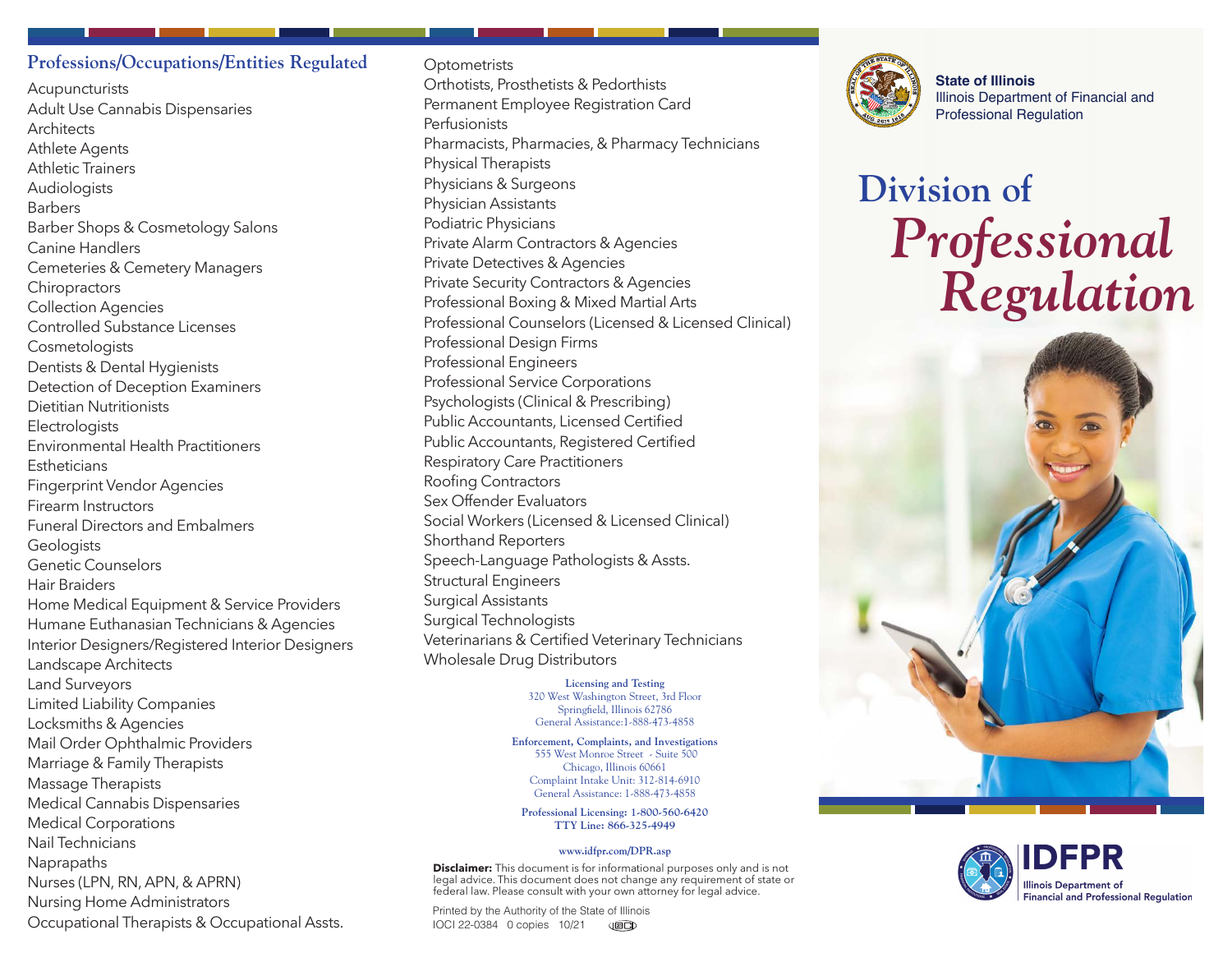## Professions/Occupations/Entities Regulated

Acupuncturists
Adult Use Cannabis Dispensaries
Architects
Athlete Agents
Athletic Trainers
Audiologists
Barbers
Barber Shops & Cosmetology Salons
Canine Handlers
Cemeteries & Cemetery Managers
Chiropractors
Collection Agencies
Controlled Substance Licenses
Cosmetologists
Dentists & Dental Hygienists
Detection of Deception Examiners
Dietitian Nutritionists
Electrologists
Environmental Health Practitioners
Estheticians
Fingerprint Vendor Agencies
Firearm Instructors
Funeral Directors and Embalmers
Geologists
Genetic Counselors
Hair Braiders
Home Medical Equipment & Service Providers
Humane Euthanasian Technicians & Agencies
Interior Designers/Registered Interior Designers
Landscape Architects
Land Surveyors
Limited Liability Companies
Locksmiths & Agencies
Mail Order Ophthalmic Providers
Marriage & Family Therapists
Massage Therapists
Medical Cannabis Dispensaries
Medical Corporations
Nail Technicians
Naprapaths
Nurses (LPN, RN, APN, & APRN)
Nursing Home Administrators
Occupational Therapists & Occupational Assts.
Optometrists
Orthotists, Prosthetists & Pedorthists
Permanent Employee Registration Card
Perfusionists
Pharmacists, Pharmacies, & Pharmacy Technicians
Physical Therapists
Physicians & Surgeons
Physician Assistants
Podiatric Physicians
Private Alarm Contractors & Agencies
Private Detectives & Agencies
Private Security Contractors & Agencies
Professional Boxing & Mixed Martial Arts
Professional Counselors (Licensed & Licensed Clinical)
Professional Design Firms
Professional Engineers
Professional Service Corporations
Psychologists (Clinical & Prescribing)
Public Accountants, Licensed Certified
Public Accountants, Registered Certified
Respiratory Care Practitioners
Roofing Contractors
Sex Offender Evaluators
Social Workers (Licensed & Licensed Clinical)
Shorthand Reporters
Speech-Language Pathologists & Assts.
Structural Engineers
Surgical Assistants
Surgical Technologists
Veterinarians & Certified Veterinary Technicians
Wholesale Drug Distributors

**Licensing and Testing**
320 West Washington Street, 3rd Floor
Springfield, Illinois 62786
General Assistance:1-888-473-4858

**Enforcement, Complaints, and Investigations**
555 West Monroe Street - Suite 500
Chicago, Illinois 60661
Complaint Intake Unit: 312-814-6910
General Assistance: 1-888-473-4858

**Professional Licensing: 1-800-560-6420**
**TTY Line: 866-325-4949**

**www.idfpr.com/DPR.asp**

**Disclaimer:** This document is for informational purposes only and is not legal advice. This document does not change any requirement of state or federal law. Please consult with your own attorney for legal advice.

Printed by the Authority of the State of Illinois
IOCI 22-0384 0 copies 10/21

**State of Illinois**
Illinois Department of Financial and Professional Regulation

# Division of *Professional Regulation*

**IDFPR**
Illinois Department of Financial and Professional Regulation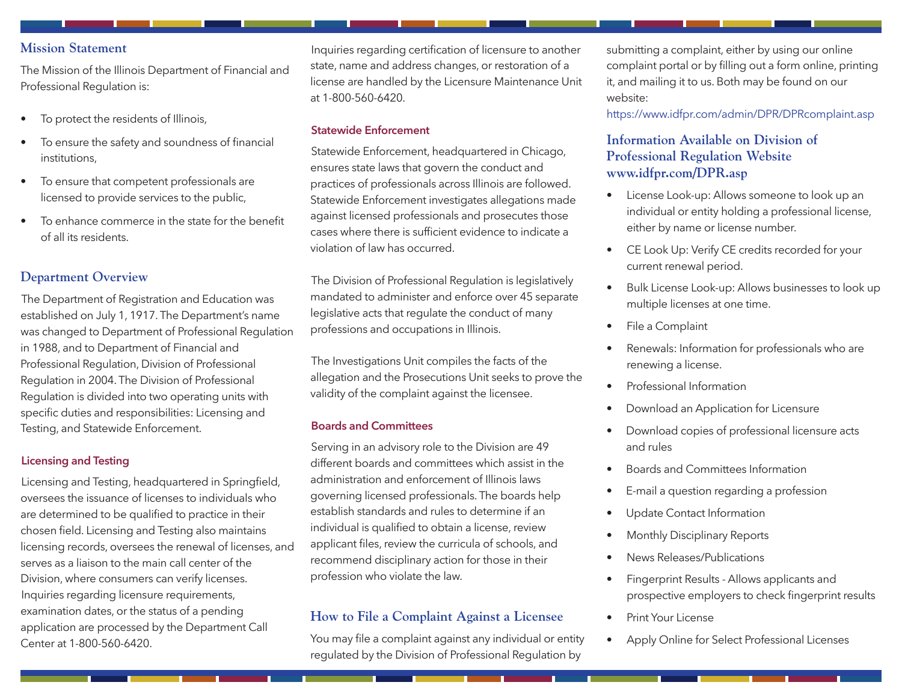## Mission Statement

The Mission of the Illinois Department of Financial and Professional Regulation is:

- To protect the residents of Illinois,
- To ensure the safety and soundness of financial institutions,
- To ensure that competent professionals are licensed to provide services to the public,
- To enhance commerce in the state for the benefit of all its residents.

## Department Overview

The Department of Registration and Education was established on July 1, 1917. The Department's name was changed to Department of Professional Regulation in 1988, and to Department of Financial and Professional Regulation, Division of Professional Regulation in 2004. The Division of Professional Regulation is divided into two operating units with specific duties and responsibilities: Licensing and Testing, and Statewide Enforcement.

### Licensing and Testing

Licensing and Testing, headquartered in Springfield, oversees the issuance of licenses to individuals who are determined to be qualified to practice in their chosen field. Licensing and Testing also maintains licensing records, oversees the renewal of licenses, and serves as a liaison to the main call center of the Division, where consumers can verify licenses. Inquiries regarding licensure requirements, examination dates, or the status of a pending application are processed by the Department Call Center at 1-800-560-6420.

Inquiries regarding certification of licensure to another state, name and address changes, or restoration of a license are handled by the Licensure Maintenance Unit at 1-800-560-6420.

### Statewide Enforcement

Statewide Enforcement, headquartered in Chicago, ensures state laws that govern the conduct and practices of professionals across Illinois are followed. Statewide Enforcement investigates allegations made against licensed professionals and prosecutes those cases where there is sufficient evidence to indicate a violation of law has occurred.

The Division of Professional Regulation is legislatively mandated to administer and enforce over 45 separate legislative acts that regulate the conduct of many professions and occupations in Illinois.

The Investigations Unit compiles the facts of the allegation and the Prosecutions Unit seeks to prove the validity of the complaint against the licensee.

### Boards and Committees

Serving in an advisory role to the Division are 49 different boards and committees which assist in the administration and enforcement of Illinois laws governing licensed professionals. The boards help establish standards and rules to determine if an individual is qualified to obtain a license, review applicant files, review the curricula of schools, and recommend disciplinary action for those in their profession who violate the law.

## How to File a Complaint Against a Licensee

You may file a complaint against any individual or entity regulated by the Division of Professional Regulation by submitting a complaint, either by using our online complaint portal or by filling out a form online, printing it, and mailing it to us. Both may be found on our website:
https://www.idfpr.com/admin/DPR/DPRcomplaint.asp

## Information Available on Division of Professional Regulation Website www.idfpr.com/DPR.asp

- License Look-up: Allows someone to look up an individual or entity holding a professional license, either by name or license number.
- CE Look Up: Verify CE credits recorded for your current renewal period.
- Bulk License Look-up: Allows businesses to look up multiple licenses at one time.
- File a Complaint
- Renewals: Information for professionals who are renewing a license.
- Professional Information
- Download an Application for Licensure
- Download copies of professional licensure acts and rules
- Boards and Committees Information
- E-mail a question regarding a profession
- Update Contact Information
- Monthly Disciplinary Reports
- News Releases/Publications
- Fingerprint Results - Allows applicants and prospective employers to check fingerprint results
- Print Your License
- Apply Online for Select Professional Licenses